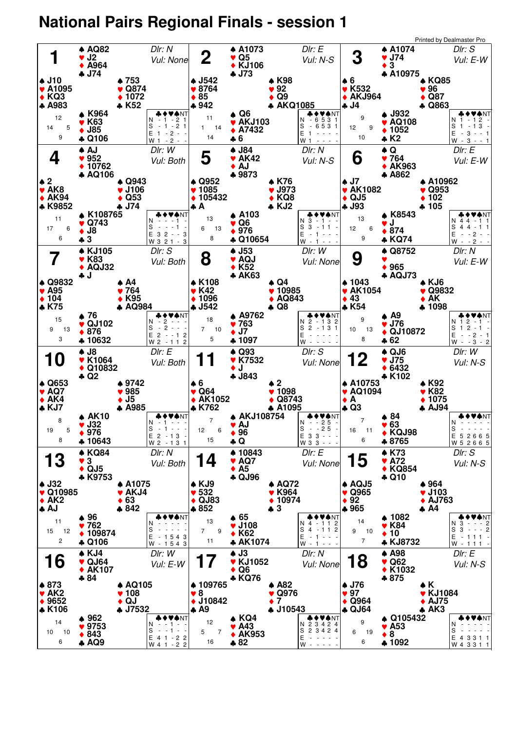# National Pairs Regional Finals - session 1

Printed by Dealmaster Pro

## Board 1
Dlr: N, Vul: None

- **North:** ♠ AQ82 ♥ J2 ♦ A964 ♣ J74
- **West:** ♠ J10 ♥ A1095 ♦ KQ3 ♣ A983
- **East:** ♠ 753 ♥ Q874 ♦ 1072 ♣ K52
- **South:** ♠ K964 ♥ K63 ♦ J85 ♣ Q106

HCP: N 12, W 14, E 5, S 9

| | ♣ | ♦ | ♥ | ♠ | NT |
|---|---|---|---|---|---|
| N | - | 1 | - | 2 | 1 |
| S | - | 1 | - | 2 | 1 |
| E | 1 | - | 2 | - | - |
| W | 1 | - | 2 | - | - |

## Board 2
Dlr: E, Vul: N-S

- **North:** ♠ A1073 ♥ Q5 ♦ KJ106 ♣ J73
- **West:** ♠ J542 ♥ 8764 ♦ 85 ♣ 942
- **East:** ♠ K98 ♥ 92 ♦ Q9 ♣ AKQ1085
- **South:** ♠ Q6 ♥ AKJ103 ♦ A7432 ♣ 6

HCP: N 11, W 1, E 14, S 14

| | ♣ | ♦ | ♥ | ♠ | NT |
|---|---|---|---|---|---|
| N | - | 6 | 5 | 3 | 1 |
| S | - | 6 | 5 | 3 | 1 |
| E | 1 | - | - | - | - |
| W | 1 | - | - | - | - |

## Board 3
Dlr: S, Vul: E-W

- **North:** ♠ A1074 ♥ J74 ♦ 3 ♣ A10975
- **West:** ♠ 6 ♥ K532 ♦ AKJ964 ♣ J4
- **East:** ♠ KQ85 ♥ 96 ♦ Q87 ♣ Q863
- **South:** ♠ J932 ♥ AQ108 ♦ 1052 ♣ K2

HCP: N 9, W 12, E 9, S 10

| | ♣ | ♦ | ♥ | ♠ | NT |
|---|---|---|---|---|---|
| N | 1 | - | 1 | 2 | - |
| S | 1 | - | 1 | 3 | - |
| E | - | 3 | - | - | 1 |
| W | - | 3 | - | - | 1 |

## Board 4
Dlr: W, Vul: Both

- **North:** ♠ AJ ♥ 952 ♦ 10762 ♣ AQ106
- **West:** ♠ 2 ♥ AK8 ♦ AK94 ♣ K9852
- **East:** ♠ Q943 ♥ J106 ♦ Q53 ♣ J74
- **South:** ♠ K108765 ♥ Q743 ♦ J8 ♣ 3

HCP: N 11, W 17, E 6, S 6

| | ♣ | ♦ | ♥ | ♠ | NT |
|---|---|---|---|---|---|
| N | - | - | - | - | - |
| S | - | - | - | 1 | - |
| E | 3 | 2 | - | - | 3 |
| W | 3 | 2 | 1 | - | 3 |

## Board 5
Dlr: N, Vul: N-S

- **North:** ♠ J84 ♥ AK42 ♦ AJ ♣ 9873
- **West:** ♠ Q952 ♥ 1085 ♦ 105432 ♣ A
- **East:** ♠ K76 ♥ J973 ♦ KQ8 ♣ KJ2
- **South:** ♠ A103 ♥ Q6 ♦ 976 ♣ Q10654

HCP: N 13, W 6, E 13, S 8

| | ♣ | ♦ | ♥ | ♠ | NT |
|---|---|---|---|---|---|
| N | 3 | - | - | - | - |
| S | 3 | - | 1 | 1 | - |
| E | - | 1 | - | - | - |
| W | - | 1 | - | - | - |

## Board 6
Dlr: E, Vul: E-W

- **North:** ♠ Q ♥ 764 ♦ AK963 ♣ A862
- **West:** ♠ J7 ♥ AK1082 ♦ QJ5 ♣ J93
- **East:** ♠ A10962 ♥ Q953 ♦ 102 ♣ 105
- **South:** ♠ K8543 ♥ J ♦ 874 ♣ KQ74

HCP: N 13, W 12, E 6, S 9

| | ♣ | ♦ | ♥ | ♠ | NT |
|---|---|---|---|---|---|
| N | 4 | 4 | - | 1 | 1 |
| S | 4 | 4 | - | 1 | 1 |
| E | - | - | 2 | - | - |
| W | - | - | 2 | - | - |

## Board 7
Dlr: S, Vul: Both

- **North:** ♠ KJ105 ♥ K83 ♦ AQJ32 ♣ J
- **West:** ♠ Q9832 ♥ A95 ♦ 104 ♣ K75
- **East:** ♠ A4 ♥ 764 ♦ K95 ♣ AQ984
- **South:** ♠ 76 ♥ QJ102 ♦ 876 ♣ 10632

HCP: N 15, W 9, E 13, S 3

| | ♣ | ♦ | ♥ | ♠ | NT |
|---|---|---|---|---|---|
| N | - | 2 | - | - | - |
| S | - | 2 | - | - | - |
| E | 2 | - | - | 1 | 2 |
| W | 2 | - | 1 | 1 | 2 |

## Board 8
Dlr: W, Vul: None

- **North:** ♠ J53 ♥ AQJ ♦ K52 ♣ AK63
- **West:** ♠ K108 ♥ K42 ♦ 1096 ♣ J542
- **East:** ♠ Q4 ♥ 10985 ♦ AQ843 ♣ Q8
- **South:** ♠ A9762 ♥ 763 ♦ J7 ♣ 1097

HCP: N 18, W 7, E 10, S 5

| | ♣ | ♦ | ♥ | ♠ | NT |
|---|---|---|---|---|---|
| N | 2 | - | 1 | 3 | 2 |
| S | 2 | - | 1 | 3 | 1 |
| E | - | - | - | - | - |
| W | - | - | - | - | - |

## Board 9
Dlr: N, Vul: E-W

- **North:** ♠ Q8752 ♥ — ♦ 965 ♣ AQJ73
- **West:** ♠ 1043 ♥ AK1054 ♦ 43 ♣ K54
- **East:** ♠ KJ6 ♥ Q9832 ♦ AK ♣ 1098
- **South:** ♠ A9 ♥ J76 ♦ QJ10872 ♣ 62

HCP: N 9, W 10, E 13, S 8

| | ♣ | ♦ | ♥ | ♠ | NT |
|---|---|---|---|---|---|
| N | 1 | 2 | - | 1 | - |
| S | 1 | 2 | - | 1 | - |
| E | - | - | 2 | - | 1 |
| W | - | - | 3 | - | 2 |

## Board 10
Dlr: E, Vul: Both

- **North:** ♠ J8 ♥ K1064 ♦ Q10832 ♣ Q2
- **West:** ♠ Q653 ♥ AQ7 ♦ AK4 ♣ KJ7
- **East:** ♠ 9742 ♥ 985 ♦ J5 ♣ A985
- **South:** ♠ AK10 ♥ J32 ♦ 976 ♣ 10643

HCP: N 8, W 19, E 5, S 8

| | ♣ | ♦ | ♥ | ♠ | NT |
|---|---|---|---|---|---|
| N | - | 1 | - | - | - |
| S | - | 1 | - | - | - |
| E | 2 | - | 1 | 3 | - |
| W | 2 | - | 1 | 3 | 1 |

## Board 11
Dlr: S, Vul: None

- **North:** ♠ Q93 ♥ K7532 ♦ J ♣ J843
- **West:** ♠ 6 ♥ Q64 ♦ AK1052 ♣ K762
- **East:** ♠ 2 ♥ 1098 ♦ Q8743 ♣ A1095
- **South:** ♠ AKJ108754 ♥ AJ ♦ 96 ♣ Q

HCP: N 7, W 12, E 6, S 15

| | ♣ | ♦ | ♥ | ♠ | NT |
|---|---|---|---|---|---|
| N | - | - | 2 | 5 | - |
| S | - | - | 2 | 5 | - |
| E | 3 | 3 | - | - | - |
| W | 3 | 3 | - | - | - |

## Board 12
Dlr: W, Vul: N-S

- **North:** ♠ QJ6 ♥ J75 ♦ 6432 ♣ K102
- **West:** ♠ A10753 ♥ AQ1094 ♦ A ♣ Q3
- **East:** ♠ K92 ♥ K82 ♦ 1075 ♣ AJ94
- **South:** ♠ 84 ♥ 63 ♦ KQJ98 ♣ 8765

HCP: N 7, W 16, E 11, S 6

| | ♣ | ♦ | ♥ | ♠ | NT |
|---|---|---|---|---|---|
| N | - | - | - | - | - |
| S | - | - | - | - | - |
| E | 5 | 2 | 6 | 6 | 5 |
| W | 5 | 2 | 6 | 6 | 5 |

## Board 13
Dlr: N, Vul: Both

- **North:** ♠ KQ84 ♥ 3 ♦ QJ5 ♣ K9753
- **West:** ♠ J32 ♥ Q10985 ♦ AK2 ♣ AJ
- **East:** ♠ A1075 ♥ AKJ4 ♦ 63 ♣ 842
- **South:** ♠ 96 ♥ 762 ♦ 109874 ♣ Q106

HCP: N 11, W 15, E 12, S 2

| | ♣ | ♦ | ♥ | ♠ | NT |
|---|---|---|---|---|---|
| N | - | - | - | - | - |
| S | - | - | - | - | - |
| E | - | 1 | 5 | 4 | 3 |
| W | - | 1 | 5 | 4 | 3 |

## Board 14
Dlr: E, Vul: None

- **North:** ♠ 10843 ♥ AQ7 ♦ A5 ♣ QJ96
- **West:** ♠ KJ9 ♥ 532 ♦ QJ83 ♣ 852
- **East:** ♠ AQ72 ♥ K964 ♦ 10974 ♣ 3
- **South:** ♠ 65 ♥ J108 ♦ K62 ♣ AK1074

HCP: N 13, W 7, E 9, S 11

| | ♣ | ♦ | ♥ | ♠ | NT |
|---|---|---|---|---|---|
| N | 4 | - | 1 | 1 | 2 |
| S | 4 | - | 1 | 1 | 2 |
| E | - | 1 | - | - | - |
| W | - | 1 | - | - | - |

## Board 15
Dlr: S, Vul: N-S

- **North:** ♠ K73 ♥ A72 ♦ KQ854 ♣ Q10
- **West:** ♠ AQJ5 ♥ Q965 ♦ 92 ♣ 965
- **East:** ♠ 964 ♥ J103 ♦ AJ763 ♣ A4
- **South:** ♠ 1082 ♥ K84 ♦ 10 ♣ KJ8732

HCP: N 14, W 9, E 10, S 7

| | ♣ | ♦ | ♥ | ♠ | NT |
|---|---|---|---|---|---|
| N | 3 | - | - | - | 2 |
| S | 3 | - | - | - | 2 |
| E | - | 1 | 1 | 1 | - |
| W | - | 1 | 1 | 1 | - |

## Board 16
Dlr: W, Vul: E-W

- **North:** ♠ KJ4 ♥ QJ64 ♦ AK107 ♣ 84
- **West:** ♠ 873 ♥ AK2 ♦ 9652 ♣ K106
- **East:** ♠ AQ105 ♥ 108 ♦ QJ ♣ J7532
- **South:** ♠ 962 ♥ 9753 ♦ 843 ♣ AQ9

HCP: N 14, W 10, E 10, S 6

| | ♣ | ♦ | ♥ | ♠ | NT |
|---|---|---|---|---|---|
| N | - | - | 1 | - | - |
| S | - | - | 1 | - | - |
| E | 4 | 1 | - | 2 | 2 |
| W | 4 | 1 | - | 2 | 2 |

## Board 17
Dlr: N, Vul: None

- **North:** ♠ J3 ♥ KJ1052 ♦ Q6 ♣ KQ76
- **West:** ♠ 109765 ♥ 8 ♦ J10842 ♣ A9
- **East:** ♠ A82 ♥ Q976 ♦ 7 ♣ J10543
- **South:** ♠ KQ4 ♥ A43 ♦ AK953 ♣ 82

HCP: N 12, W 5, E 7, S 16

| | ♣ | ♦ | ♥ | ♠ | NT |
|---|---|---|---|---|---|
| N | 2 | 3 | 4 | 2 | 4 |
| S | 2 | 3 | 4 | 2 | 4 |
| E | - | - | - | - | - |
| W | - | - | - | - | - |

## Board 18
Dlr: E, Vul: N-S

- **North:** ♠ A98 ♥ Q62 ♦ K1032 ♣ 875
- **West:** ♠ J76 ♥ 97 ♦ Q964 ♣ QJ64
- **East:** ♠ K ♥ KJ1084 ♦ AJ75 ♣ AK3
- **South:** ♠ Q105432 ♥ A53 ♦ 8 ♣ 1092

HCP: N 9, W 6, E 19, S 6

| | ♣ | ♦ | ♥ | ♠ | NT |
|---|---|---|---|---|---|
| N | - | - | - | - | - |
| S | - | - | - | - | - |
| E | 4 | 3 | 3 | 1 | 1 |
| W | 4 | 3 | 3 | 1 | 1 |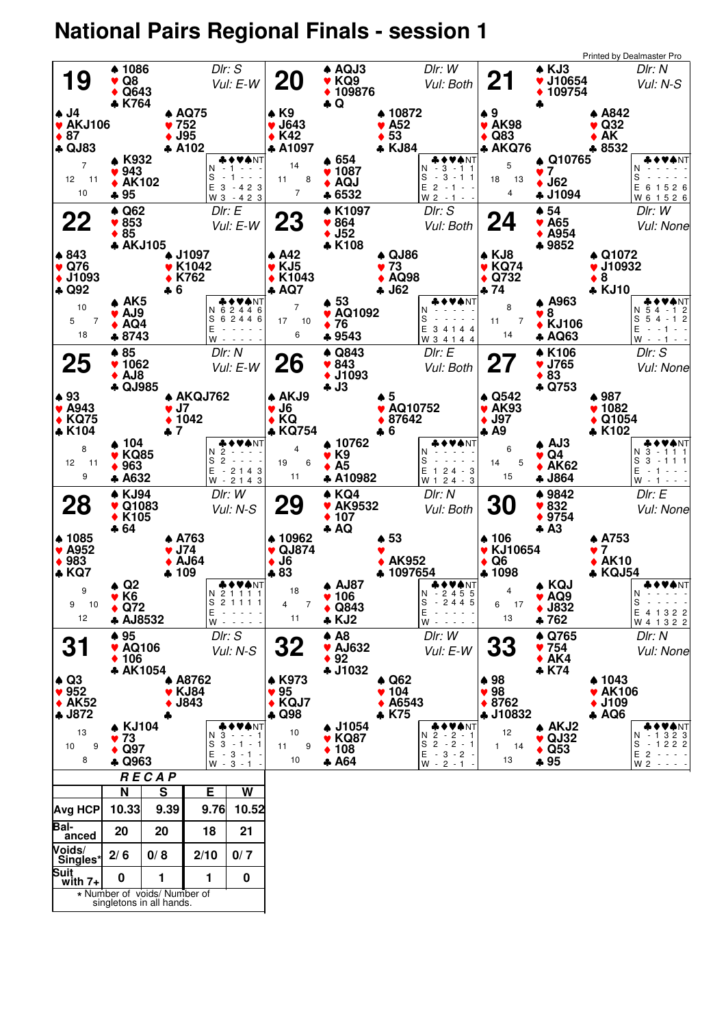# National Pairs Regional Finals - session 1

Printed by Dealmaster Pro

## Board 19

Dlr: S — Vul: E-W

North: ♠ 1086 ♥ Q8 ♦ Q643 ♣ K764

West: ♠ J4 ♥ AKJ106 ♦ 87 ♣ QJ83

East: ♠ AQ75 ♥ 752 ♦ J95 ♣ A102

South: ♠ K932 ♥ 943 ♦ AK102 ♣ 95

HCP: N 7, W 12, E 11, S 10

| | ♣ | ♦ | ♥ | ♠ | NT |
|---|---|---|---|---|---|
| N | - | 1 | - | - | - |
| S | - | 1 | - | - | - |
| E | 3 | - | 4 | 2 | 3 |
| W | 3 | - | 4 | 2 | 3 |

## Board 20

Dlr: W — Vul: Both

North: ♠ AQJ3 ♥ KQ9 ♦ 109876 ♣ Q

West: ♠ K9 ♥ J643 ♦ K42 ♣ A1097

East: ♠ 10872 ♥ A52 ♦ 53 ♣ KJ84

South: ♠ 654 ♥ 1087 ♦ AQJ ♣ 6532

HCP: N 14, W 11, E 8, S 7

| | ♣ | ♦ | ♥ | ♠ | NT |
|---|---|---|---|---|---|
| N | - | 3 | - | 1 | 1 |
| S | - | 3 | - | 1 | 1 |
| E | 2 | - | 1 | - | - |
| W | 2 | - | 1 | - | - |

## Board 21

Dlr: N — Vul: N-S

North: ♠ KJ3 ♥ J10654 ♦ 109754 ♣ —

West: ♠ 9 ♥ AK98 ♦ Q83 ♣ AKQ76

East: ♠ A842 ♥ Q32 ♦ AK ♣ 8532

South: ♠ Q10765 ♥ 7 ♦ J62 ♣ J1094

HCP: N 5, W 18, E 13, S 4

| | ♣ | ♦ | ♥ | ♠ | NT |
|---|---|---|---|---|---|
| N | - | - | - | - | - |
| S | - | - | - | - | - |
| E | 6 | 1 | 5 | 2 | 6 |
| W | 6 | 1 | 5 | 2 | 6 |

## Board 22

Dlr: E — Vul: E-W

North: ♠ Q62 ♥ 853 ♦ 85 ♣ AKJ105

West: ♠ 843 ♥ Q76 ♦ J1093 ♣ Q92

East: ♠ J1097 ♥ K1042 ♦ K762 ♣ 6

South: ♠ AK5 ♥ AJ9 ♦ AQ4 ♣ 8743

HCP: N 10, W 5, E 7, S 18

| | ♣ | ♦ | ♥ | ♠ | NT |
|---|---|---|---|---|---|
| N | 6 | 2 | 4 | 4 | 6 |
| S | 6 | 2 | 4 | 4 | 6 |
| E | - | - | - | - | - |
| W | - | - | - | - | - |

## Board 23

Dlr: S — Vul: Both

North: ♠ K1097 ♥ 864 ♦ J52 ♣ K108

West: ♠ A42 ♥ KJ5 ♦ K1043 ♣ AQ7

East: ♠ QJ86 ♥ 73 ♦ AQ98 ♣ J62

South: ♠ 53 ♥ AQ1092 ♦ 76 ♣ 9543

HCP: N 7, W 17, E 10, S 6

| | ♣ | ♦ | ♥ | ♠ | NT |
|---|---|---|---|---|---|
| N | - | - | - | - | - |
| S | - | - | - | - | - |
| E | 3 | 4 | 1 | 4 | 4 |
| W | 3 | 4 | 1 | 4 | 4 |

## Board 24

Dlr: W — Vul: None

North: ♠ 54 ♥ A65 ♦ A954 ♣ 9852

West: ♠ KJ8 ♥ KQ74 ♦ Q732 ♣ 74

East: ♠ Q1072 ♥ J10932 ♦ 8 ♣ KJ10

South: ♠ A963 ♥ 8 ♦ KJ106 ♣ AQ63

HCP: N 8, W 11, E 7, S 14

| | ♣ | ♦ | ♥ | ♠ | NT |
|---|---|---|---|---|---|
| N | 5 | 4 | - | 1 | 2 |
| S | 5 | 4 | - | 1 | 2 |
| E | - | - | 1 | - | - |
| W | - | - | 1 | - | - |

## Board 25

Dlr: N — Vul: E-W

North: ♠ 85 ♥ 1062 ♦ AJ8 ♣ QJ985

West: ♠ 93 ♥ A943 ♦ KQ75 ♣ K104

East: ♠ AKQJ762 ♥ J7 ♦ 1042 ♣ 7

South: ♠ 104 ♥ KQ85 ♦ 963 ♣ A632

HCP: N 8, W 12, E 11, S 9

| | ♣ | ♦ | ♥ | ♠ | NT |
|---|---|---|---|---|---|
| N | 2 | - | - | - | - |
| S | 2 | - | - | - | - |
| E | - | 2 | 1 | 4 | 3 |
| W | - | 2 | 1 | 4 | 3 |

## Board 26

Dlr: E — Vul: Both

North: ♠ Q843 ♥ 843 ♦ J1093 ♣ J3

West: ♠ AKJ9 ♥ J6 ♦ KQ ♣ KQ754

East: ♠ 5 ♥ AQ10752 ♦ 87642 ♣ 6

South: ♠ 10762 ♥ K9 ♦ A5 ♣ A10982

HCP: N 4, W 19, E 6, S 11

| | ♣ | ♦ | ♥ | ♠ | NT |
|---|---|---|---|---|---|
| N | - | - | - | - | - |
| S | - | - | - | - | - |
| E | 1 | 2 | 4 | - | 3 |
| W | 1 | 2 | 4 | - | 3 |

## Board 27

Dlr: S — Vul: None

North: ♠ K106 ♥ J765 ♦ 83 ♣ Q753

West: ♠ Q542 ♥ AK93 ♦ J97 ♣ A9

East: ♠ 987 ♥ 1082 ♦ Q1054 ♣ K102

South: ♠ AJ3 ♥ Q4 ♦ AK62 ♣ J864

HCP: N 6, W 14, E 5, S 15

| | ♣ | ♦ | ♥ | ♠ | NT |
|---|---|---|---|---|---|
| N | 3 | - | 1 | 1 | 1 |
| S | 3 | - | 1 | 1 | 1 |
| E | - | 1 | - | - | - |
| W | - | 1 | - | - | - |

## Board 28

Dlr: W — Vul: N-S

North: ♠ KJ94 ♥ Q1083 ♦ K105 ♣ 64

West: ♠ 1085 ♥ A952 ♦ 983 ♣ KQ7

East: ♠ A763 ♥ J74 ♦ AJ64 ♣ 109

South: ♠ Q2 ♥ K6 ♦ Q72 ♣ AJ8532

HCP: N 9, W 9, E 10, S 12

| | ♣ | ♦ | ♥ | ♠ | NT |
|---|---|---|---|---|---|
| N | 2 | 1 | 1 | 1 | 1 |
| S | 2 | 1 | 1 | 1 | 1 |
| E | - | - | - | - | - |
| W | - | - | - | - | - |

## Board 29

Dlr: N — Vul: Both

North: ♠ KQ4 ♥ AK9532 ♦ 107 ♣ AQ

West: ♠ 10962 ♥ QJ874 ♦ J6 ♣ 83

East: ♠ 53 ♥ — ♦ AK952 ♣ 1097654

South: ♠ AJ87 ♥ 106 ♦ Q843 ♣ KJ2

HCP: N 18, W 4, E 7, S 11

| | ♣ | ♦ | ♥ | ♠ | NT |
|---|---|---|---|---|---|
| N | - | 2 | 4 | 5 | 5 |
| S | - | 2 | 4 | 4 | 5 |
| E | - | - | - | - | - |
| W | - | - | - | - | - |

## Board 30

Dlr: E — Vul: None

North: ♠ 9842 ♥ 832 ♦ 9754 ♣ A3

West: ♠ 106 ♥ KJ10654 ♦ Q6 ♣ 1098

East: ♠ A753 ♥ 7 ♦ AK10 ♣ KQJ54

South: ♠ KQJ ♥ AQ9 ♦ J832 ♣ 762

HCP: N 4, W 6, E 17, S 13

| | ♣ | ♦ | ♥ | ♠ | NT |
|---|---|---|---|---|---|
| N | - | - | - | - | - |
| S | - | - | - | - | - |
| E | 4 | 1 | 3 | 2 | 2 |
| W | 4 | 1 | 3 | 2 | 2 |

## Board 31

Dlr: S — Vul: N-S

North: ♠ 95 ♥ AQ106 ♦ 106 ♣ AK1054

West: ♠ Q3 ♥ 952 ♦ AK52 ♣ J872

East: ♠ A8762 ♥ KJ84 ♦ J843 ♣ —

South: ♠ KJ104 ♥ 73 ♦ Q97 ♣ Q963

HCP: N 13, W 10, E 9, S 8

| | ♣ | ♦ | ♥ | ♠ | NT |
|---|---|---|---|---|---|
| N | 3 | - | - | - | 1 |
| S | 3 | - | 1 | - | 1 |
| E | - | 3 | - | 1 | - |
| W | - | 3 | - | 1 | - |

## Board 32

Dlr: W — Vul: E-W

North: ♠ A8 ♥ AJ632 ♦ 92 ♣ J1032

West: ♠ K973 ♥ 95 ♦ KQJ7 ♣ Q98

East: ♠ Q62 ♥ 104 ♦ A6543 ♣ K75

South: ♠ J1054 ♥ KQ87 ♦ 108 ♣ A64

HCP: N 10, W 11, E 9, S 10

| | ♣ | ♦ | ♥ | ♠ | NT |
|---|---|---|---|---|---|
| N | 2 | - | 2 | - | 1 |
| S | 2 | - | 2 | - | 1 |
| E | - | 3 | - | 2 | - |
| W | - | 2 | - | 1 | - |

## Board 33

Dlr: N — Vul: None

North: ♠ Q765 ♥ 754 ♦ AK4 ♣ K74

West: ♠ 98 ♥ 98 ♦ 8762 ♣ J10832

East: ♠ 1043 ♥ AK106 ♦ J109 ♣ AQ6

South: ♠ AKJ2 ♥ QJ32 ♦ Q53 ♣ 95

HCP: N 12, W 1, E 14, S 13

| | ♣ | ♦ | ♥ | ♠ | NT |
|---|---|---|---|---|---|
| N | - | 1 | 3 | 2 | 3 |
| S | - | 1 | 2 | 2 | 2 |
| E | 2 | - | - | - | - |
| W | 2 | - | - | - | - |

## RECAP

| | N | S | E | W |
|---|---|---|---|---|
| Avg HCP | 10.33 | 9.39 | 9.76 | 10.52 |
| Balanced | 20 | 20 | 18 | 21 |
| Voids/ Singles* | 2/ 6 | 0/ 8 | 2/10 | 0/ 7 |
| Suit with 7+ | 0 | 1 | 1 | 0 |

* Number of voids/ Number of singletons in all hands.